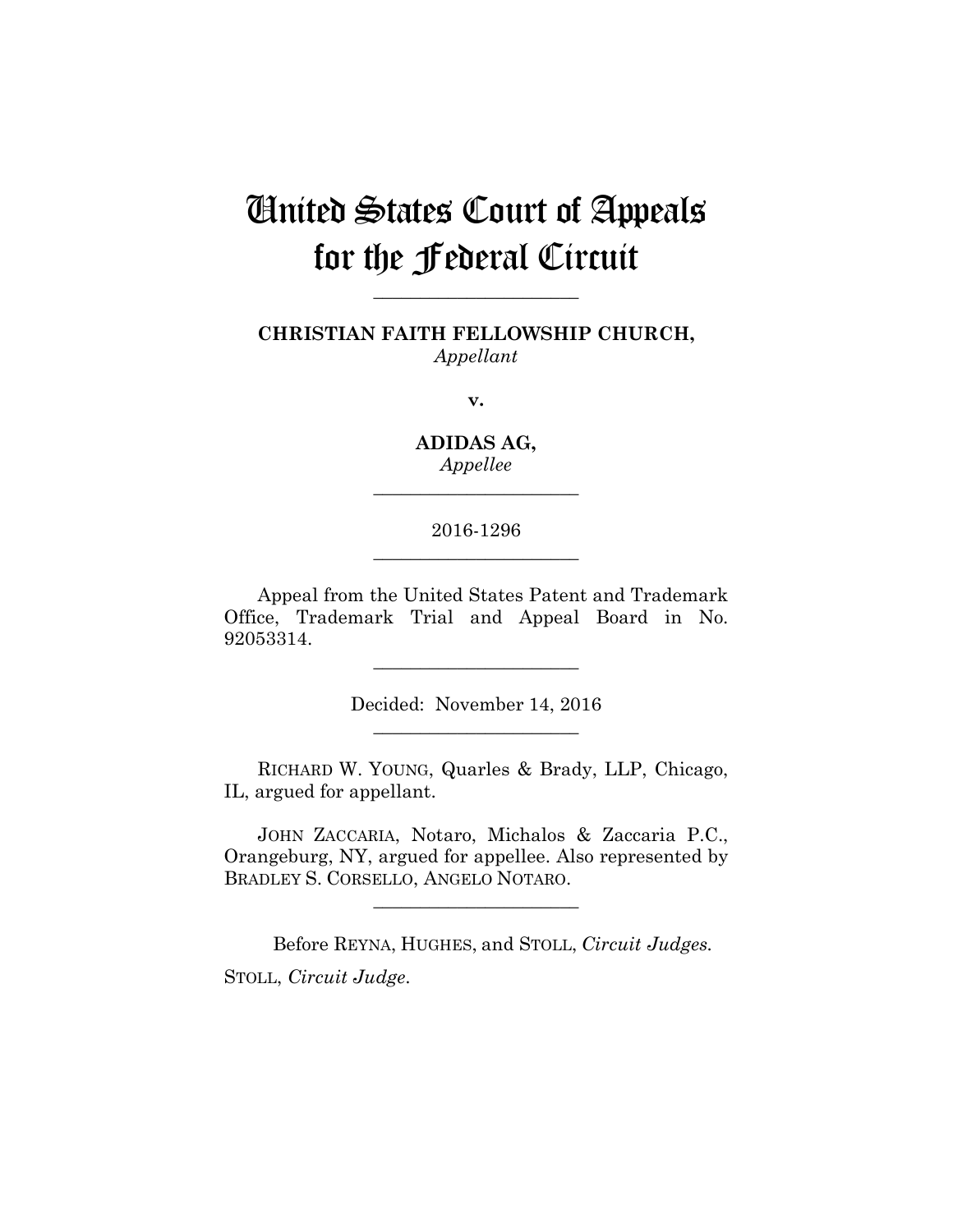# United States Court of Appeals for the Federal Circuit

______________________

**CHRISTIAN FAITH FELLOWSHIP CHURCH,**
*Appellant*

**v.**

**ADIDAS AG,**
*Appellee*

______________________

2016-1296

______________________

Appeal from the United States Patent and Trademark Office, Trademark Trial and Appeal Board in No. 92053314.

______________________

Decided: November 14, 2016

______________________

RICHARD W. YOUNG, Quarles & Brady, LLP, Chicago, IL, argued for appellant.

JOHN ZACCARIA, Notaro, Michalos & Zaccaria P.C., Orangeburg, NY, argued for appellee. Also represented by BRADLEY S. CORSELLO, ANGELO NOTARO.

______________________

Before REYNA, HUGHES, and STOLL, *Circuit Judges.*

STOLL, *Circuit Judge.*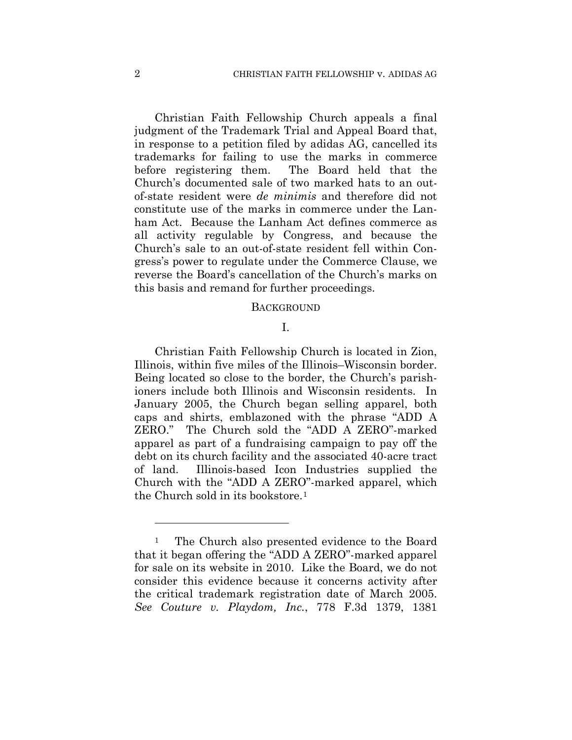Christian Faith Fellowship Church appeals a final judgment of the Trademark Trial and Appeal Board that, in response to a petition filed by adidas AG, cancelled its trademarks for failing to use the marks in commerce before registering them. The Board held that the Church's documented sale of two marked hats to an out-of-state resident were *de minimis* and therefore did not constitute use of the marks in commerce under the Lanham Act. Because the Lanham Act defines commerce as all activity regulable by Congress, and because the Church's sale to an out-of-state resident fell within Congress's power to regulate under the Commerce Clause, we reverse the Board's cancellation of the Church's marks on this basis and remand for further proceedings.

## BACKGROUND

### I.

Christian Faith Fellowship Church is located in Zion, Illinois, within five miles of the Illinois–Wisconsin border. Being located so close to the border, the Church's parishioners include both Illinois and Wisconsin residents. In January 2005, the Church began selling apparel, both caps and shirts, emblazoned with the phrase "ADD A ZERO." The Church sold the "ADD A ZERO"-marked apparel as part of a fundraising campaign to pay off the debt on its church facility and the associated 40-acre tract of land. Illinois-based Icon Industries supplied the Church with the "ADD A ZERO"-marked apparel, which the Church sold in its bookstore.[1]

---

[1] The Church also presented evidence to the Board that it began offering the "ADD A ZERO"-marked apparel for sale on its website in 2010. Like the Board, we do not consider this evidence because it concerns activity after the critical trademark registration date of March 2005. *See Couture v. Playdom, Inc.*, 778 F.3d 1379, 1381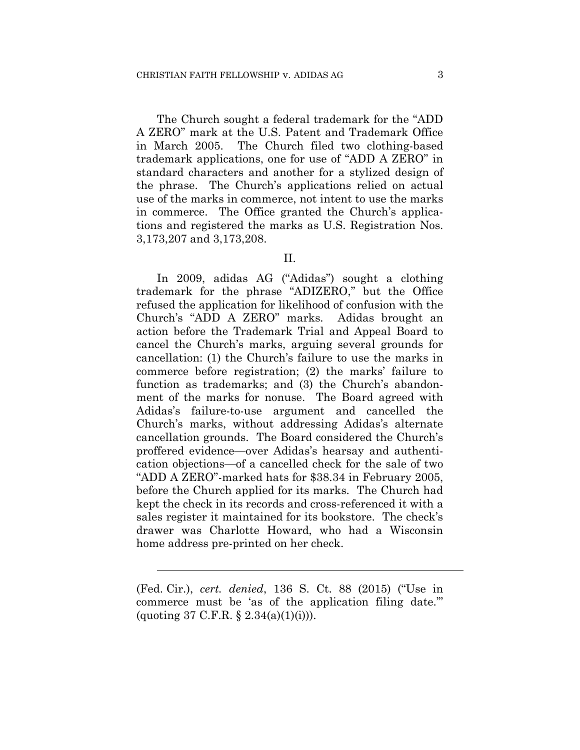The Church sought a federal trademark for the "ADD A ZERO" mark at the U.S. Patent and Trademark Office in March 2005. The Church filed two clothing-based trademark applications, one for use of "ADD A ZERO" in standard characters and another for a stylized design of the phrase. The Church's applications relied on actual use of the marks in commerce, not intent to use the marks in commerce. The Office granted the Church's applications and registered the marks as U.S. Registration Nos. 3,173,207 and 3,173,208.

## II.

In 2009, adidas AG ("Adidas") sought a clothing trademark for the phrase "ADIZERO," but the Office refused the application for likelihood of confusion with the Church's "ADD A ZERO" marks. Adidas brought an action before the Trademark Trial and Appeal Board to cancel the Church's marks, arguing several grounds for cancellation: (1) the Church's failure to use the marks in commerce before registration; (2) the marks' failure to function as trademarks; and (3) the Church's abandonment of the marks for nonuse. The Board agreed with Adidas's failure-to-use argument and cancelled the Church's marks, without addressing Adidas's alternate cancellation grounds. The Board considered the Church's proffered evidence—over Adidas's hearsay and authentication objections—of a cancelled check for the sale of two "ADD A ZERO"-marked hats for $38.34 in February 2005, before the Church applied for its marks. The Church had kept the check in its records and cross-referenced it with a sales register it maintained for its bookstore. The check's drawer was Charlotte Howard, who had a Wisconsin home address pre-printed on her check.

---

(Fed. Cir.), *cert. denied*, 136 S. Ct. 88 (2015) ("Use in commerce must be 'as of the application filing date.'" (quoting 37 C.F.R. § 2.34(a)(1)(i))).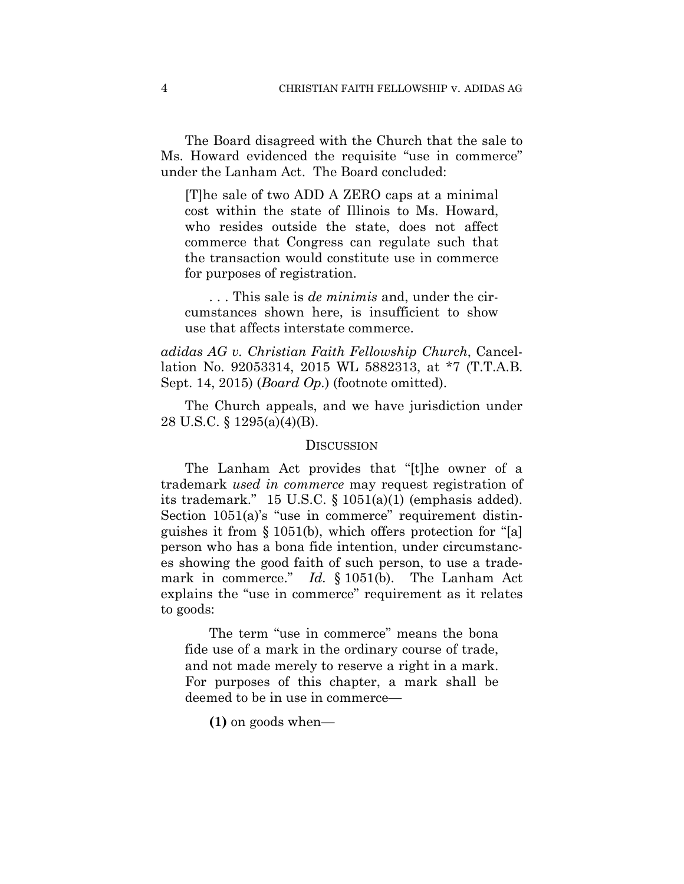The Board disagreed with the Church that the sale to Ms. Howard evidenced the requisite "use in commerce" under the Lanham Act. The Board concluded:

> [T]he sale of two ADD A ZERO caps at a minimal cost within the state of Illinois to Ms. Howard, who resides outside the state, does not affect commerce that Congress can regulate such that the transaction would constitute use in commerce for purposes of registration.
>
> . . . This sale is *de minimis* and, under the circumstances shown here, is insufficient to show use that affects interstate commerce.

*adidas AG v. Christian Faith Fellowship Church*, Cancellation No. 92053314, 2015 WL 5882313, at *7 (T.T.A.B. Sept. 14, 2015) (*Board Op.*) (footnote omitted).

The Church appeals, and we have jurisdiction under 28 U.S.C. § 1295(a)(4)(B).

## DISCUSSION

The Lanham Act provides that "[t]he owner of a trademark *used in commerce* may request registration of its trademark." 15 U.S.C. § 1051(a)(1) (emphasis added). Section 1051(a)'s "use in commerce" requirement distinguishes it from § 1051(b), which offers protection for "[a] person who has a bona fide intention, under circumstances showing the good faith of such person, to use a trademark in commerce." *Id.* § 1051(b). The Lanham Act explains the "use in commerce" requirement as it relates to goods:

> The term "use in commerce" means the bona fide use of a mark in the ordinary course of trade, and not made merely to reserve a right in a mark. For purposes of this chapter, a mark shall be deemed to be in use in commerce—
>
> **(1)** on goods when—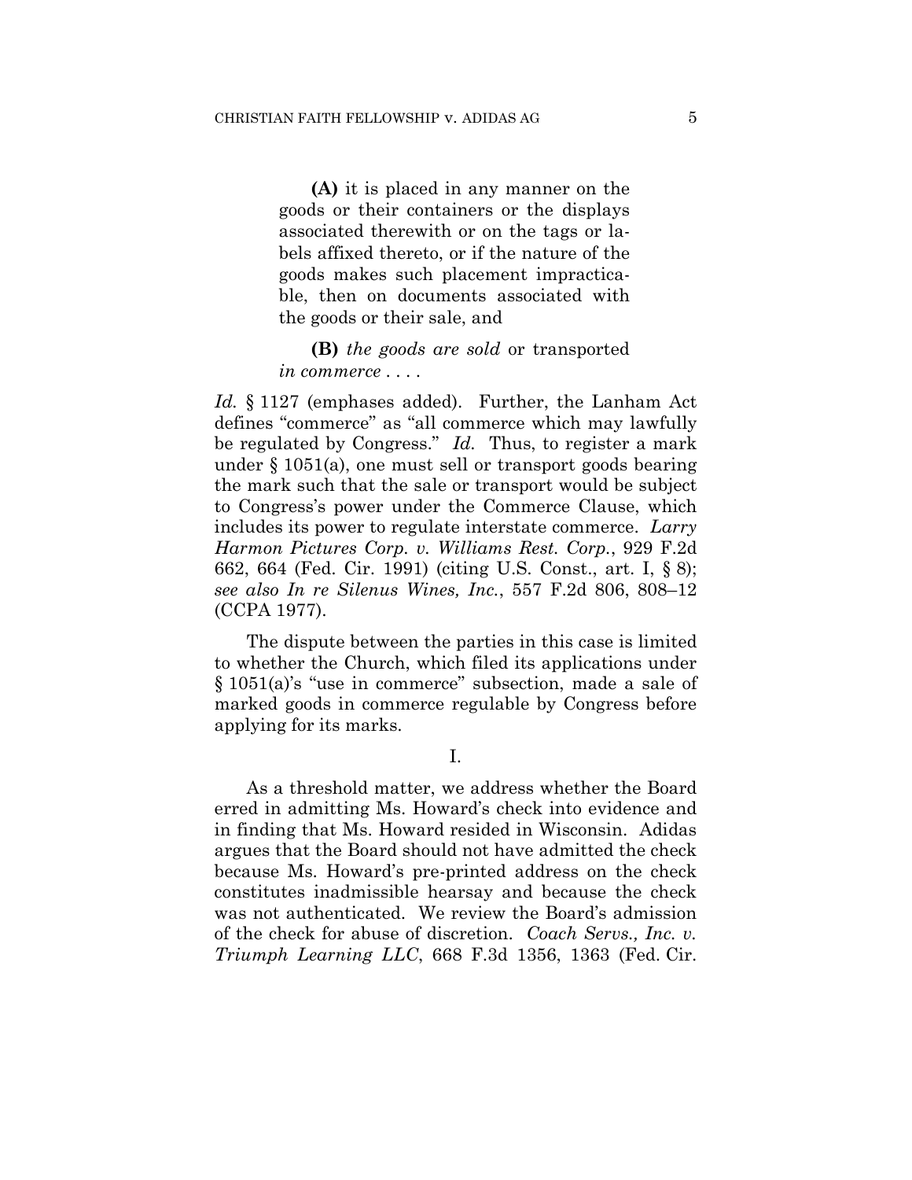> **(A)** it is placed in any manner on the goods or their containers or the displays associated therewith or on the tags or labels affixed thereto, or if the nature of the goods makes such placement impracticable, then on documents associated with the goods or their sale, and
>
> **(B)** *the goods are sold* or transported *in commerce* . . . .

*Id.* § 1127 (emphases added). Further, the Lanham Act defines "commerce" as "all commerce which may lawfully be regulated by Congress." *Id.* Thus, to register a mark under § 1051(a), one must sell or transport goods bearing the mark such that the sale or transport would be subject to Congress's power under the Commerce Clause, which includes its power to regulate interstate commerce. *Larry Harmon Pictures Corp. v. Williams Rest. Corp.*, 929 F.2d 662, 664 (Fed. Cir. 1991) (citing U.S. Const., art. I, § 8); *see also In re Silenus Wines, Inc.*, 557 F.2d 806, 808–12 (CCPA 1977).

The dispute between the parties in this case is limited to whether the Church, which filed its applications under § 1051(a)'s "use in commerce" subsection, made a sale of marked goods in commerce regulable by Congress before applying for its marks.

## I.

As a threshold matter, we address whether the Board erred in admitting Ms. Howard's check into evidence and in finding that Ms. Howard resided in Wisconsin. Adidas argues that the Board should not have admitted the check because Ms. Howard's pre-printed address on the check constitutes inadmissible hearsay and because the check was not authenticated. We review the Board's admission of the check for abuse of discretion. *Coach Servs., Inc. v. Triumph Learning LLC*, 668 F.3d 1356, 1363 (Fed. Cir.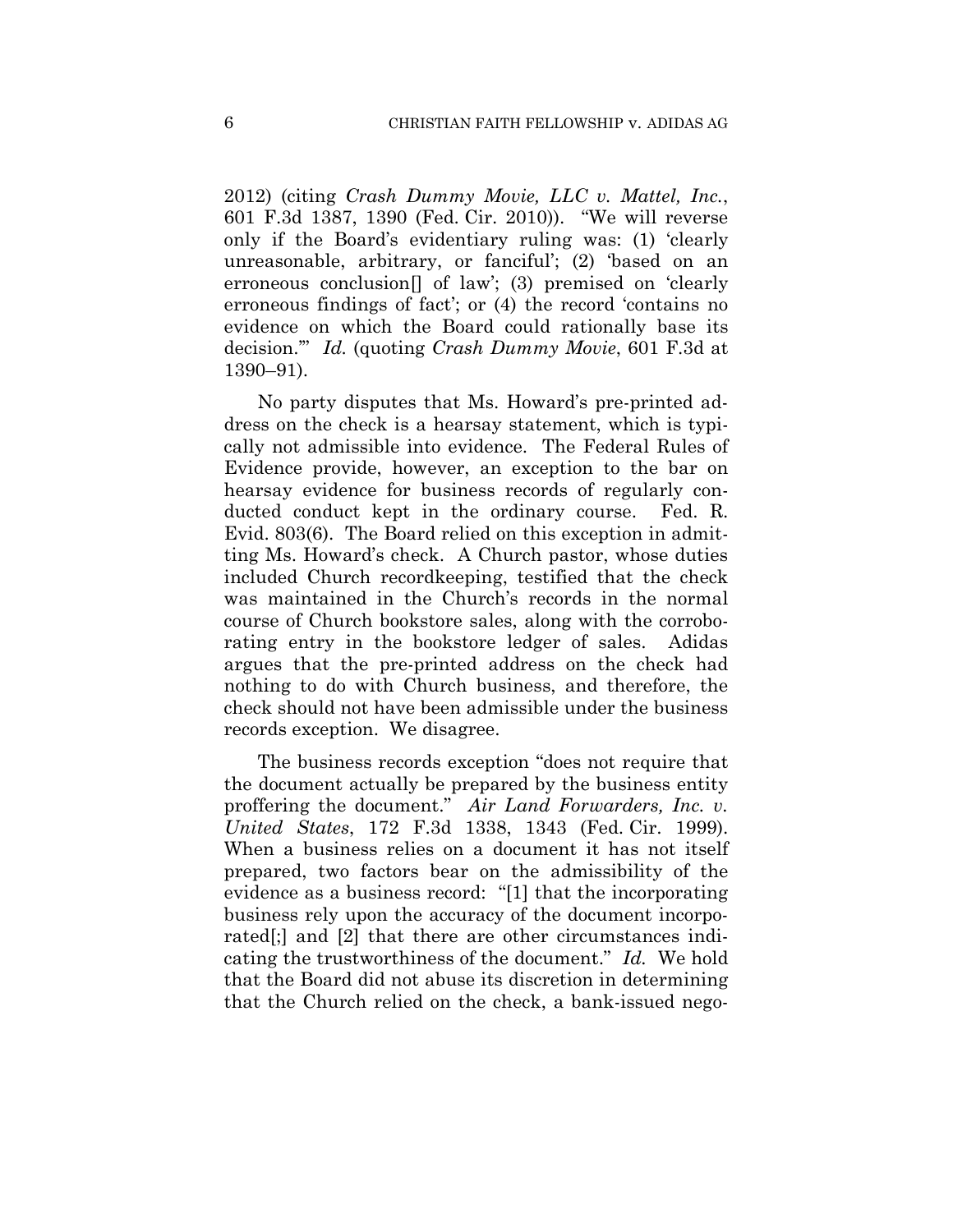2012) (citing *Crash Dummy Movie, LLC v. Mattel, Inc.*, 601 F.3d 1387, 1390 (Fed. Cir. 2010)). "We will reverse only if the Board's evidentiary ruling was: (1) 'clearly unreasonable, arbitrary, or fanciful'; (2) 'based on an erroneous conclusion[] of law'; (3) premised on 'clearly erroneous findings of fact'; or (4) the record 'contains no evidence on which the Board could rationally base its decision.'" *Id.* (quoting *Crash Dummy Movie*, 601 F.3d at 1390–91).

No party disputes that Ms. Howard's pre-printed address on the check is a hearsay statement, which is typically not admissible into evidence. The Federal Rules of Evidence provide, however, an exception to the bar on hearsay evidence for business records of regularly conducted conduct kept in the ordinary course. Fed. R. Evid. 803(6). The Board relied on this exception in admitting Ms. Howard's check. A Church pastor, whose duties included Church recordkeeping, testified that the check was maintained in the Church's records in the normal course of Church bookstore sales, along with the corroborating entry in the bookstore ledger of sales. Adidas argues that the pre-printed address on the check had nothing to do with Church business, and therefore, the check should not have been admissible under the business records exception. We disagree.

The business records exception "does not require that the document actually be prepared by the business entity proffering the document." *Air Land Forwarders, Inc. v. United States*, 172 F.3d 1338, 1343 (Fed. Cir. 1999). When a business relies on a document it has not itself prepared, two factors bear on the admissibility of the evidence as a business record: "[1] that the incorporating business rely upon the accuracy of the document incorporated[;] and [2] that there are other circumstances indicating the trustworthiness of the document." *Id.* We hold that the Board did not abuse its discretion in determining that the Church relied on the check, a bank-issued nego-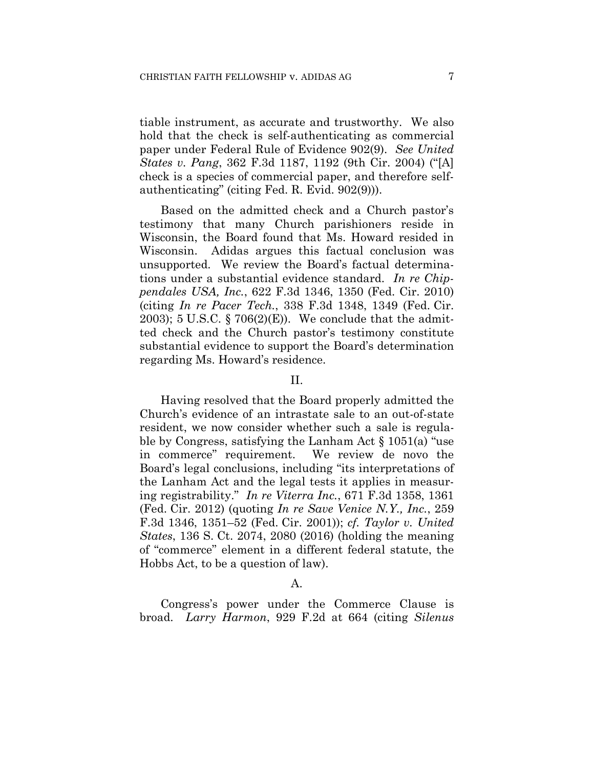tiable instrument, as accurate and trustworthy. We also hold that the check is self-authenticating as commercial paper under Federal Rule of Evidence 902(9). *See United States v. Pang*, 362 F.3d 1187, 1192 (9th Cir. 2004) ("[A] check is a species of commercial paper, and therefore self-authenticating" (citing Fed. R. Evid. 902(9))).

Based on the admitted check and a Church pastor's testimony that many Church parishioners reside in Wisconsin, the Board found that Ms. Howard resided in Wisconsin. Adidas argues this factual conclusion was unsupported. We review the Board's factual determinations under a substantial evidence standard. *In re Chippendales USA, Inc.*, 622 F.3d 1346, 1350 (Fed. Cir. 2010) (citing *In re Pacer Tech.*, 338 F.3d 1348, 1349 (Fed. Cir. 2003); 5 U.S.C. § 706(2)(E)). We conclude that the admitted check and the Church pastor's testimony constitute substantial evidence to support the Board's determination regarding Ms. Howard's residence.

## II.

Having resolved that the Board properly admitted the Church's evidence of an intrastate sale to an out-of-state resident, we now consider whether such a sale is regulable by Congress, satisfying the Lanham Act § 1051(a) "use in commerce" requirement. We review de novo the Board's legal conclusions, including "its interpretations of the Lanham Act and the legal tests it applies in measuring registrability." *In re Viterra Inc.*, 671 F.3d 1358, 1361 (Fed. Cir. 2012) (quoting *In re Save Venice N.Y., Inc.*, 259 F.3d 1346, 1351–52 (Fed. Cir. 2001)); *cf. Taylor v. United States*, 136 S. Ct. 2074, 2080 (2016) (holding the meaning of "commerce" element in a different federal statute, the Hobbs Act, to be a question of law).

### A.

Congress's power under the Commerce Clause is broad. *Larry Harmon*, 929 F.2d at 664 (citing *Silenus*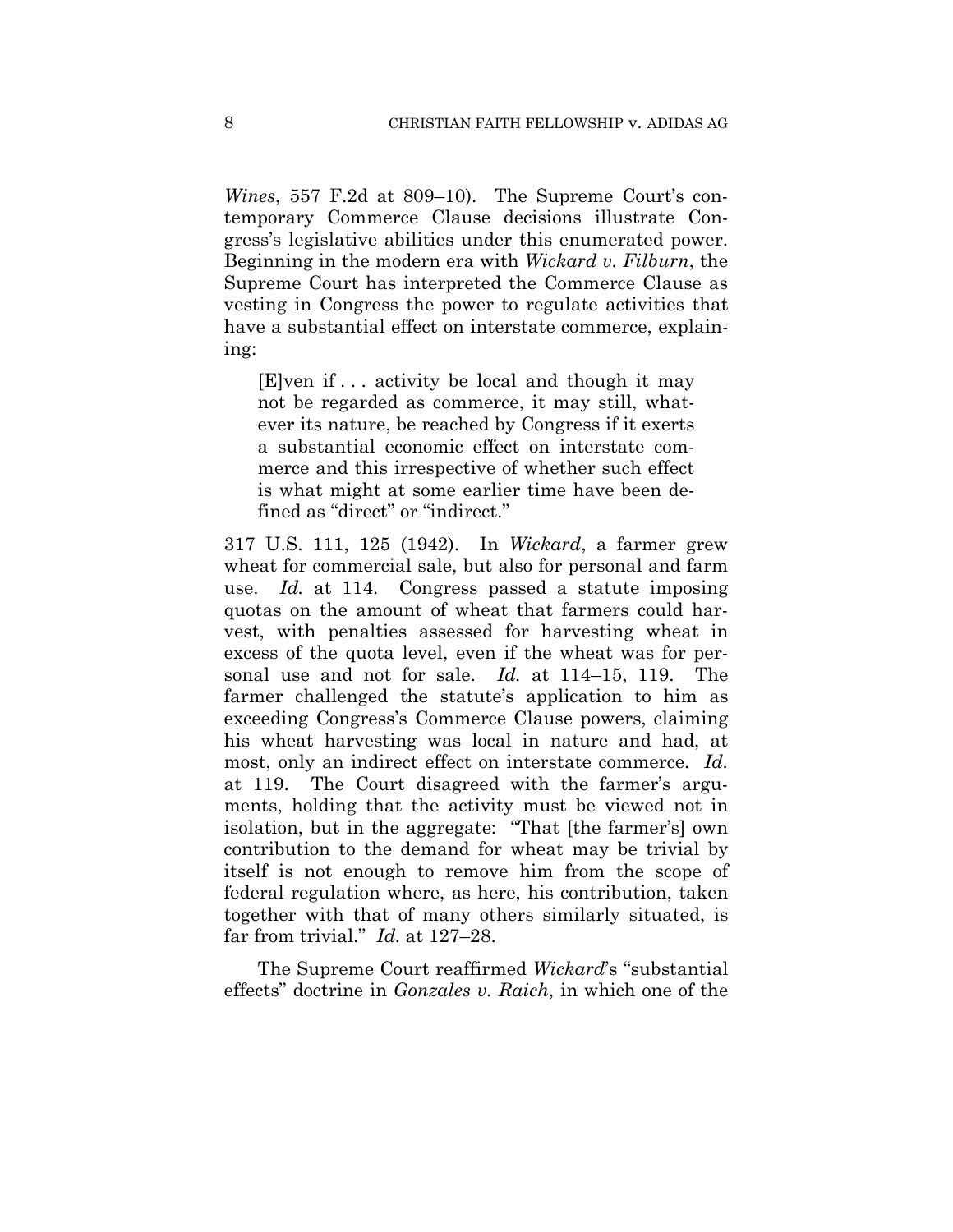*Wines*, 557 F.2d at 809–10). The Supreme Court's contemporary Commerce Clause decisions illustrate Congress's legislative abilities under this enumerated power. Beginning in the modern era with *Wickard v. Filburn*, the Supreme Court has interpreted the Commerce Clause as vesting in Congress the power to regulate activities that have a substantial effect on interstate commerce, explaining:

> [E]ven if . . . activity be local and though it may not be regarded as commerce, it may still, whatever its nature, be reached by Congress if it exerts a substantial economic effect on interstate commerce and this irrespective of whether such effect is what might at some earlier time have been defined as "direct" or "indirect."

317 U.S. 111, 125 (1942). In *Wickard*, a farmer grew wheat for commercial sale, but also for personal and farm use. *Id.* at 114. Congress passed a statute imposing quotas on the amount of wheat that farmers could harvest, with penalties assessed for harvesting wheat in excess of the quota level, even if the wheat was for personal use and not for sale. *Id.* at 114–15, 119. The farmer challenged the statute's application to him as exceeding Congress's Commerce Clause powers, claiming his wheat harvesting was local in nature and had, at most, only an indirect effect on interstate commerce. *Id.* at 119. The Court disagreed with the farmer's arguments, holding that the activity must be viewed not in isolation, but in the aggregate: "That [the farmer's] own contribution to the demand for wheat may be trivial by itself is not enough to remove him from the scope of federal regulation where, as here, his contribution, taken together with that of many others similarly situated, is far from trivial." *Id.* at 127–28.

The Supreme Court reaffirmed *Wickard*'s "substantial effects" doctrine in *Gonzales v. Raich*, in which one of the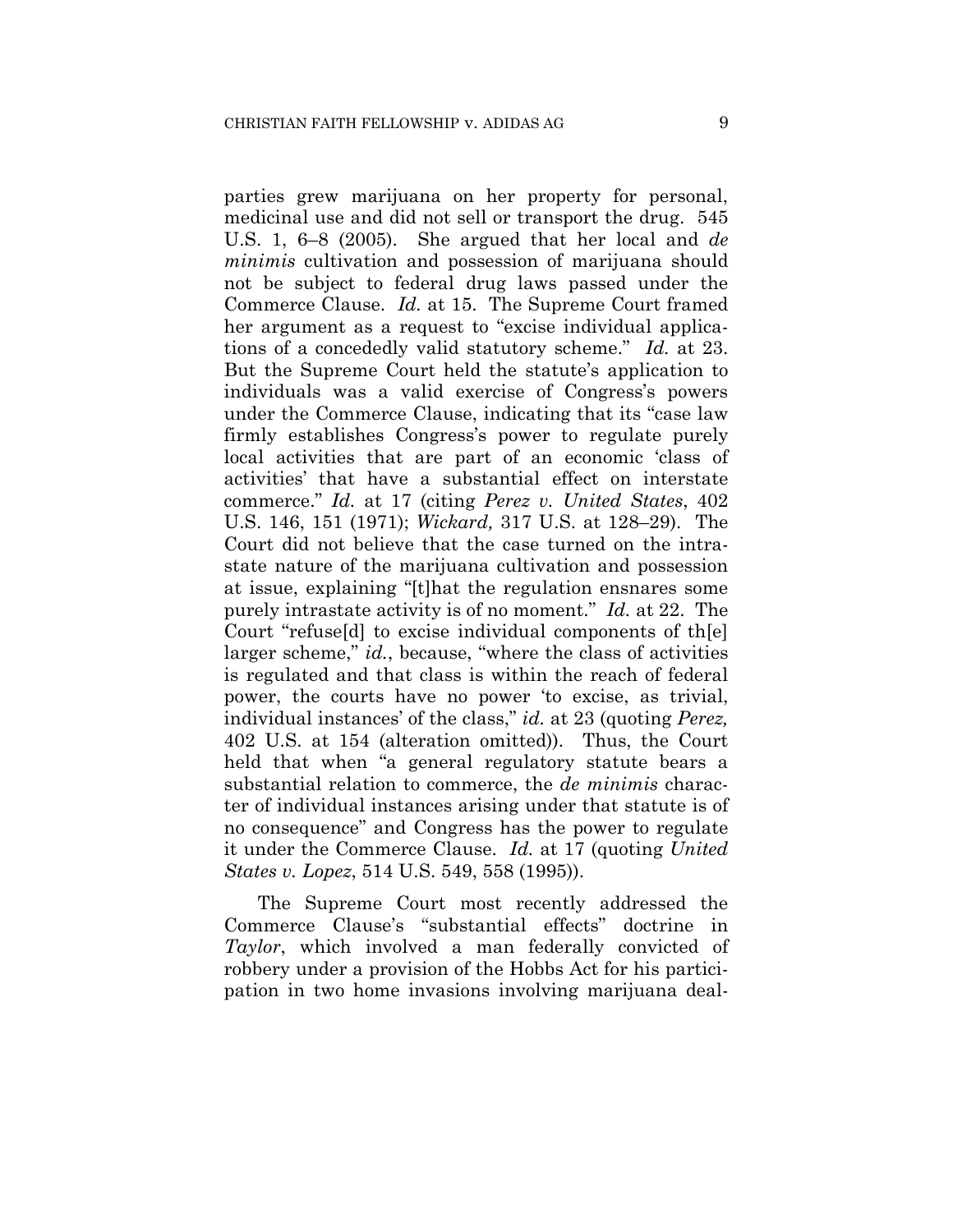parties grew marijuana on her property for personal, medicinal use and did not sell or transport the drug. 545 U.S. 1, 6–8 (2005). She argued that her local and *de minimis* cultivation and possession of marijuana should not be subject to federal drug laws passed under the Commerce Clause. *Id.* at 15. The Supreme Court framed her argument as a request to "excise individual applications of a concededly valid statutory scheme." *Id.* at 23. But the Supreme Court held the statute's application to individuals was a valid exercise of Congress's powers under the Commerce Clause, indicating that its "case law firmly establishes Congress's power to regulate purely local activities that are part of an economic 'class of activities' that have a substantial effect on interstate commerce." *Id.* at 17 (citing *Perez v. United States*, 402 U.S. 146, 151 (1971); *Wickard,* 317 U.S. at 128–29). The Court did not believe that the case turned on the intrastate nature of the marijuana cultivation and possession at issue, explaining "[t]hat the regulation ensnares some purely intrastate activity is of no moment." *Id.* at 22. The Court "refuse[d] to excise individual components of th[e] larger scheme," *id.*, because, "where the class of activities is regulated and that class is within the reach of federal power, the courts have no power 'to excise, as trivial, individual instances' of the class," *id.* at 23 (quoting *Perez,* 402 U.S. at 154 (alteration omitted)). Thus, the Court held that when "a general regulatory statute bears a substantial relation to commerce, the *de minimis* character of individual instances arising under that statute is of no consequence" and Congress has the power to regulate it under the Commerce Clause. *Id.* at 17 (quoting *United States v. Lopez*, 514 U.S. 549, 558 (1995)).

The Supreme Court most recently addressed the Commerce Clause's "substantial effects" doctrine in *Taylor*, which involved a man federally convicted of robbery under a provision of the Hobbs Act for his participation in two home invasions involving marijuana deal-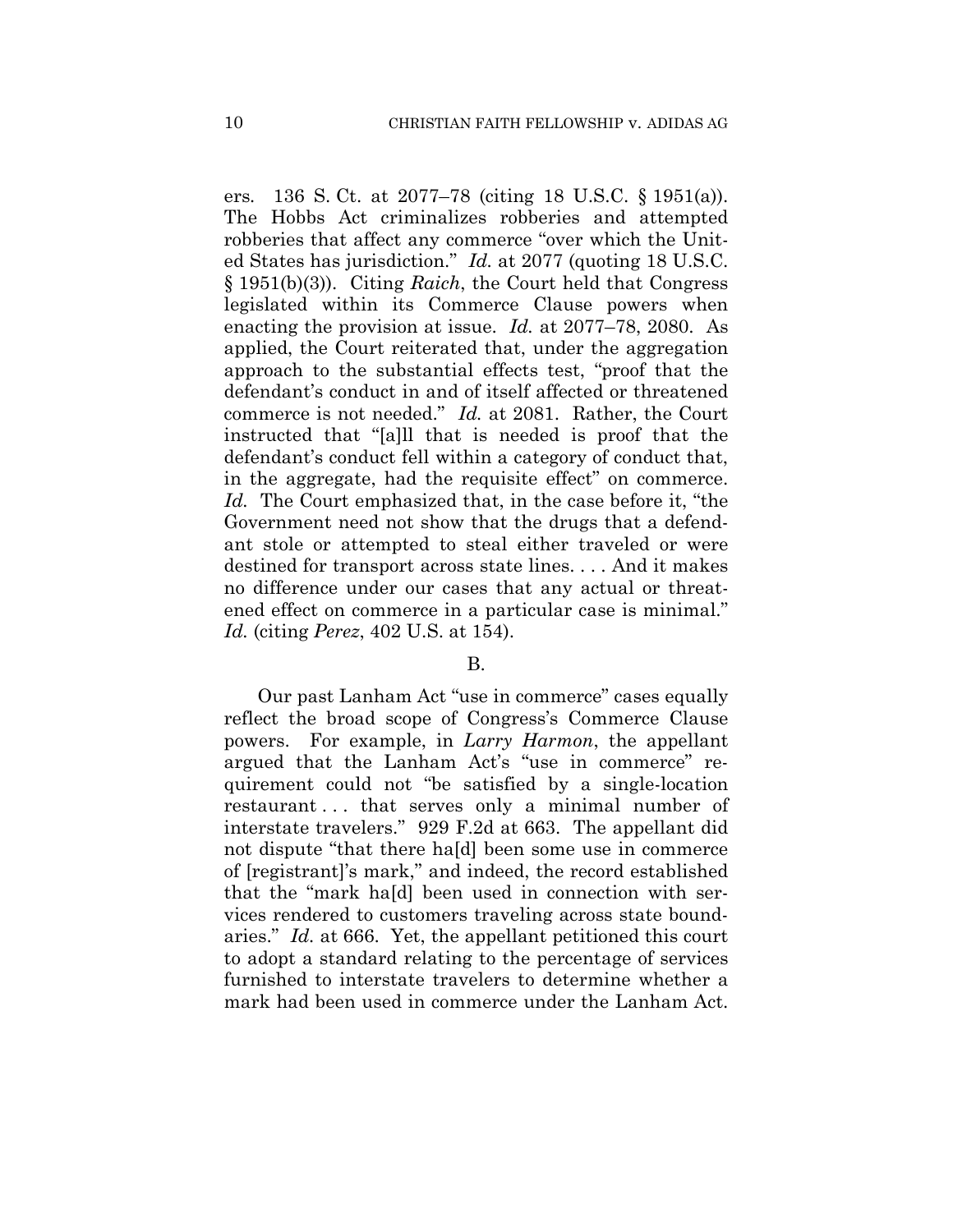ers. 136 S. Ct. at 2077–78 (citing 18 U.S.C. § 1951(a)). The Hobbs Act criminalizes robberies and attempted robberies that affect any commerce "over which the United States has jurisdiction." *Id.* at 2077 (quoting 18 U.S.C. § 1951(b)(3)). Citing *Raich*, the Court held that Congress legislated within its Commerce Clause powers when enacting the provision at issue. *Id.* at 2077–78, 2080. As applied, the Court reiterated that, under the aggregation approach to the substantial effects test, "proof that the defendant's conduct in and of itself affected or threatened commerce is not needed." *Id.* at 2081. Rather, the Court instructed that "[a]ll that is needed is proof that the defendant's conduct fell within a category of conduct that, in the aggregate, had the requisite effect" on commerce. *Id.* The Court emphasized that, in the case before it, "the Government need not show that the drugs that a defendant stole or attempted to steal either traveled or were destined for transport across state lines. . . . And it makes no difference under our cases that any actual or threatened effect on commerce in a particular case is minimal." *Id.* (citing *Perez*, 402 U.S. at 154).

B.

Our past Lanham Act "use in commerce" cases equally reflect the broad scope of Congress's Commerce Clause powers. For example, in *Larry Harmon*, the appellant argued that the Lanham Act's "use in commerce" requirement could not "be satisfied by a single-location restaurant . . . that serves only a minimal number of interstate travelers." 929 F.2d at 663. The appellant did not dispute "that there ha[d] been some use in commerce of [registrant]'s mark," and indeed, the record established that the "mark ha[d] been used in connection with services rendered to customers traveling across state boundaries." *Id.* at 666. Yet, the appellant petitioned this court to adopt a standard relating to the percentage of services furnished to interstate travelers to determine whether a mark had been used in commerce under the Lanham Act.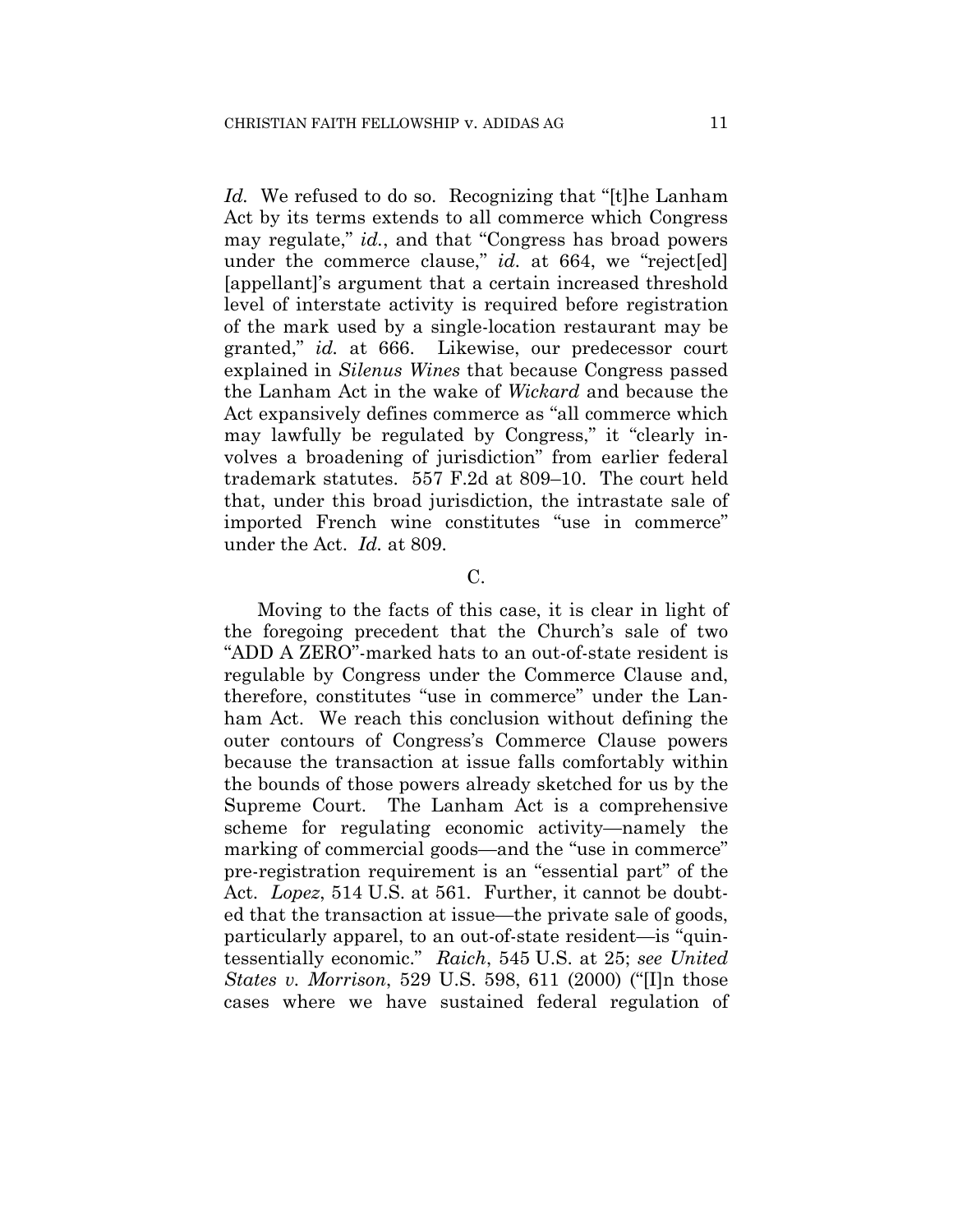*Id.* We refused to do so. Recognizing that "[t]he Lanham Act by its terms extends to all commerce which Congress may regulate," *id.*, and that "Congress has broad powers under the commerce clause," *id.* at 664, we "reject[ed] [appellant]'s argument that a certain increased threshold level of interstate activity is required before registration of the mark used by a single-location restaurant may be granted," *id.* at 666. Likewise, our predecessor court explained in *Silenus Wines* that because Congress passed the Lanham Act in the wake of *Wickard* and because the Act expansively defines commerce as "all commerce which may lawfully be regulated by Congress," it "clearly involves a broadening of jurisdiction" from earlier federal trademark statutes. 557 F.2d at 809–10. The court held that, under this broad jurisdiction, the intrastate sale of imported French wine constitutes "use in commerce" under the Act. *Id.* at 809.

C.

Moving to the facts of this case, it is clear in light of the foregoing precedent that the Church's sale of two "ADD A ZERO"-marked hats to an out-of-state resident is regulable by Congress under the Commerce Clause and, therefore, constitutes "use in commerce" under the Lanham Act. We reach this conclusion without defining the outer contours of Congress's Commerce Clause powers because the transaction at issue falls comfortably within the bounds of those powers already sketched for us by the Supreme Court. The Lanham Act is a comprehensive scheme for regulating economic activity—namely the marking of commercial goods—and the "use in commerce" pre-registration requirement is an "essential part" of the Act. *Lopez*, 514 U.S. at 561. Further, it cannot be doubted that the transaction at issue—the private sale of goods, particularly apparel, to an out-of-state resident—is "quintessentially economic." *Raich*, 545 U.S. at 25; *see United States v. Morrison*, 529 U.S. 598, 611 (2000) ("[I]n those cases where we have sustained federal regulation of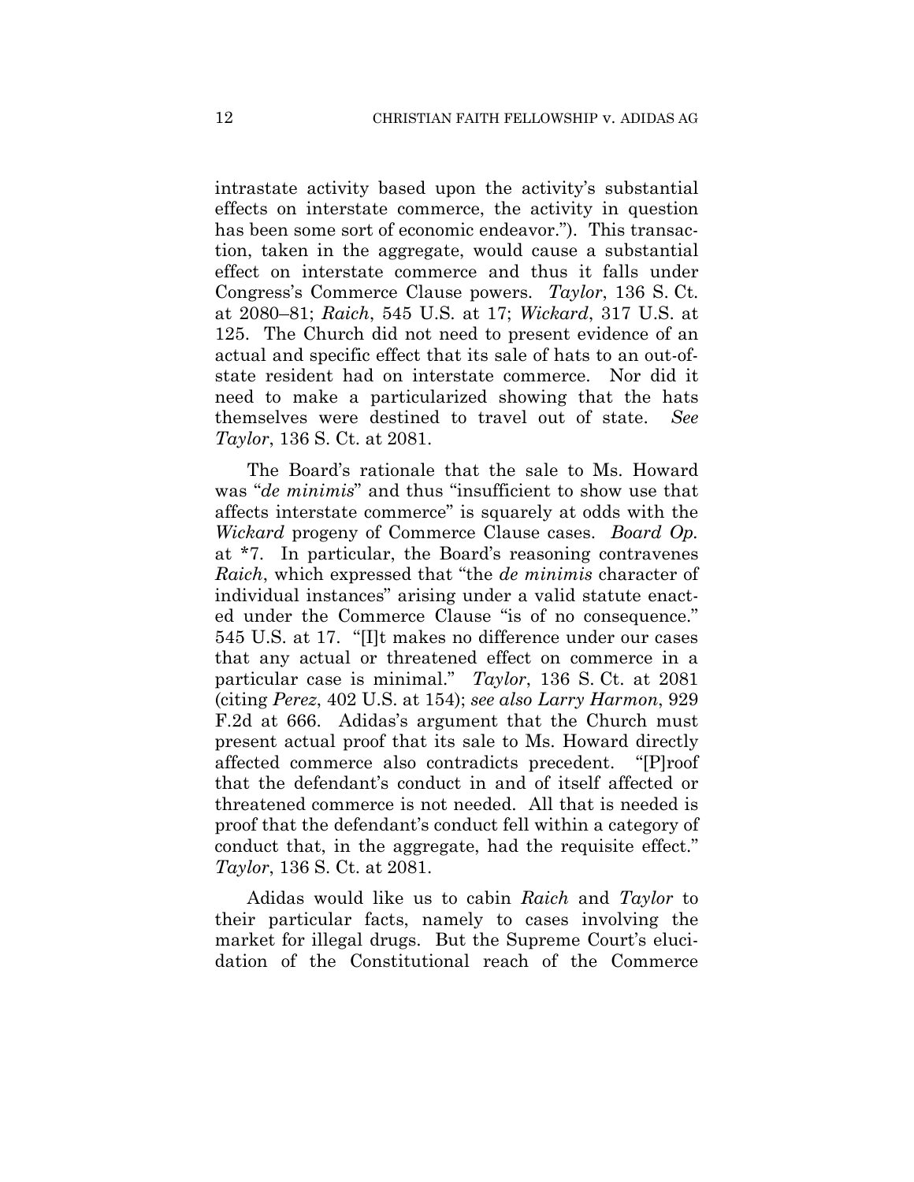intrastate activity based upon the activity's substantial effects on interstate commerce, the activity in question has been some sort of economic endeavor."). This transaction, taken in the aggregate, would cause a substantial effect on interstate commerce and thus it falls under Congress's Commerce Clause powers. *Taylor*, 136 S. Ct. at 2080–81; *Raich*, 545 U.S. at 17; *Wickard*, 317 U.S. at 125. The Church did not need to present evidence of an actual and specific effect that its sale of hats to an out-of-state resident had on interstate commerce. Nor did it need to make a particularized showing that the hats themselves were destined to travel out of state. *See Taylor*, 136 S. Ct. at 2081.

The Board's rationale that the sale to Ms. Howard was "*de minimis*" and thus "insufficient to show use that affects interstate commerce" is squarely at odds with the *Wickard* progeny of Commerce Clause cases. *Board Op.* at *7. In particular, the Board's reasoning contravenes *Raich*, which expressed that "the *de minimis* character of individual instances" arising under a valid statute enacted under the Commerce Clause "is of no consequence." 545 U.S. at 17. "[I]t makes no difference under our cases that any actual or threatened effect on commerce in a particular case is minimal." *Taylor*, 136 S. Ct. at 2081 (citing *Perez*, 402 U.S. at 154); *see also Larry Harmon*, 929 F.2d at 666. Adidas's argument that the Church must present actual proof that its sale to Ms. Howard directly affected commerce also contradicts precedent. "[P]roof that the defendant's conduct in and of itself affected or threatened commerce is not needed. All that is needed is proof that the defendant's conduct fell within a category of conduct that, in the aggregate, had the requisite effect." *Taylor*, 136 S. Ct. at 2081.

Adidas would like us to cabin *Raich* and *Taylor* to their particular facts, namely to cases involving the market for illegal drugs. But the Supreme Court's elucidation of the Constitutional reach of the Commerce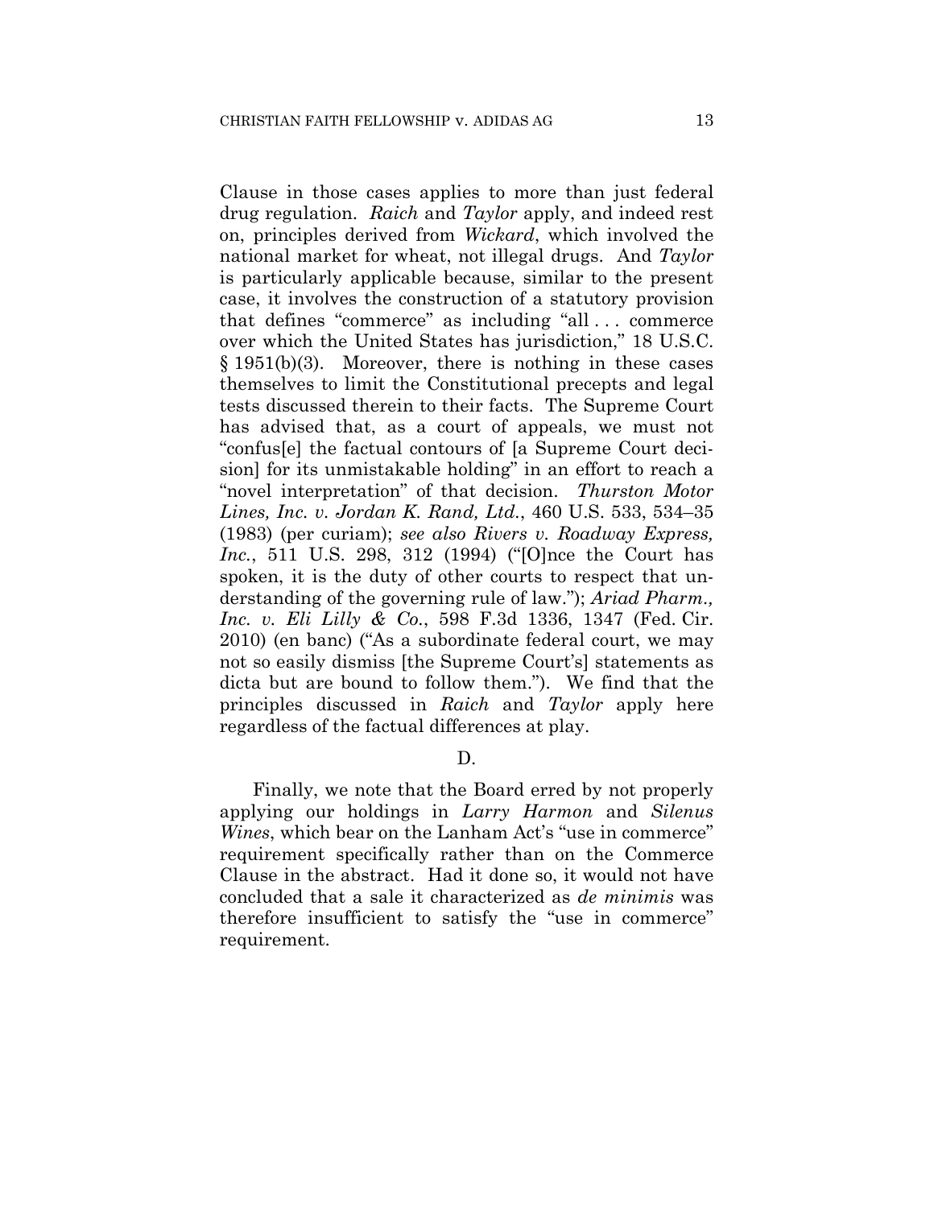Clause in those cases applies to more than just federal drug regulation. *Raich* and *Taylor* apply, and indeed rest on, principles derived from *Wickard*, which involved the national market for wheat, not illegal drugs. And *Taylor* is particularly applicable because, similar to the present case, it involves the construction of a statutory provision that defines "commerce" as including "all . . . commerce over which the United States has jurisdiction," 18 U.S.C. § 1951(b)(3). Moreover, there is nothing in these cases themselves to limit the Constitutional precepts and legal tests discussed therein to their facts. The Supreme Court has advised that, as a court of appeals, we must not "confus[e] the factual contours of [a Supreme Court decision] for its unmistakable holding" in an effort to reach a "novel interpretation" of that decision. *Thurston Motor Lines, Inc. v. Jordan K. Rand, Ltd.*, 460 U.S. 533, 534–35 (1983) (per curiam); *see also Rivers v. Roadway Express, Inc.*, 511 U.S. 298, 312 (1994) ("[O]nce the Court has spoken, it is the duty of other courts to respect that understanding of the governing rule of law."); *Ariad Pharm., Inc. v. Eli Lilly & Co.*, 598 F.3d 1336, 1347 (Fed. Cir. 2010) (en banc) ("As a subordinate federal court, we may not so easily dismiss [the Supreme Court's] statements as dicta but are bound to follow them."). We find that the principles discussed in *Raich* and *Taylor* apply here regardless of the factual differences at play.

D.

Finally, we note that the Board erred by not properly applying our holdings in *Larry Harmon* and *Silenus Wines*, which bear on the Lanham Act's "use in commerce" requirement specifically rather than on the Commerce Clause in the abstract. Had it done so, it would not have concluded that a sale it characterized as *de minimis* was therefore insufficient to satisfy the "use in commerce" requirement.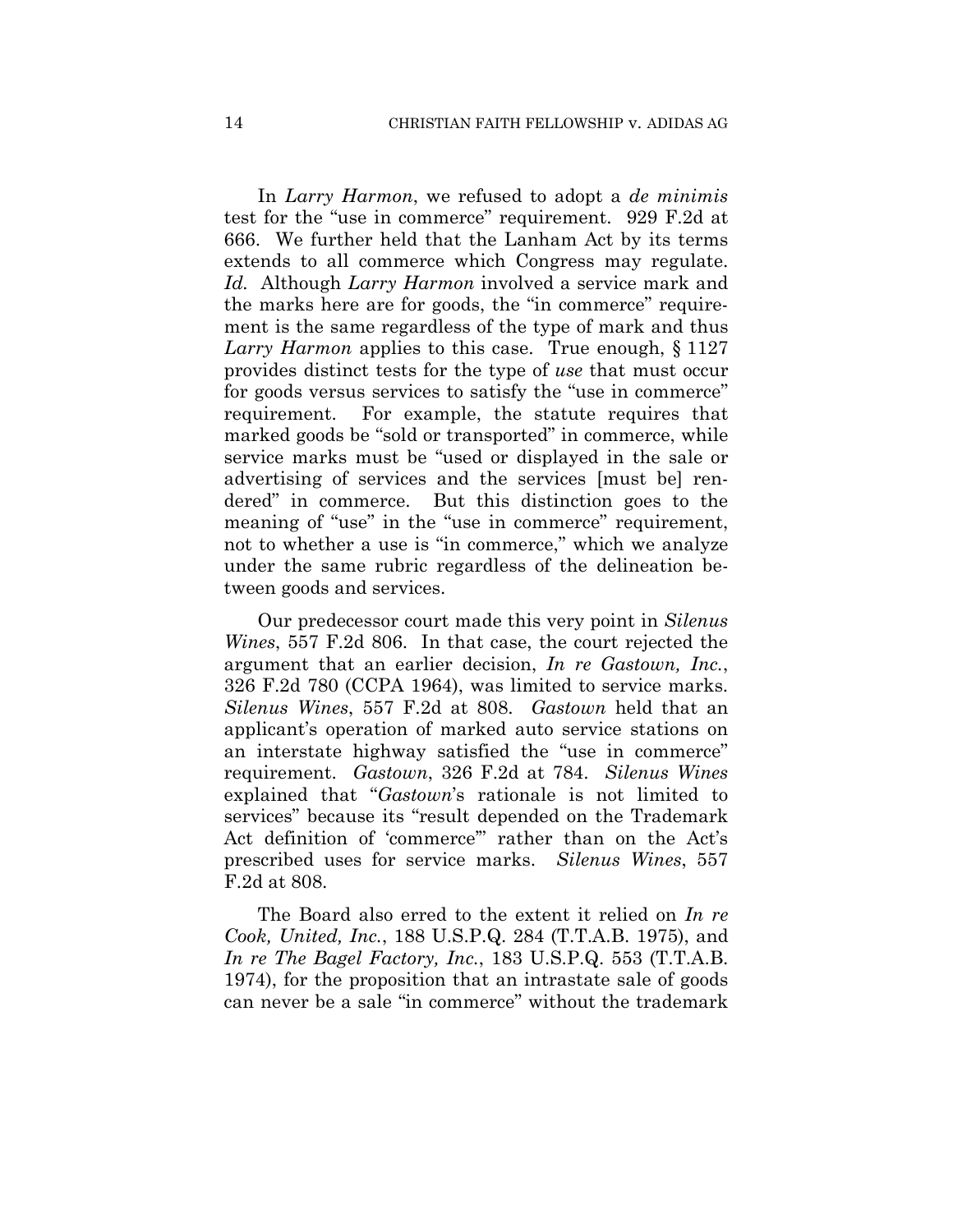In *Larry Harmon*, we refused to adopt a *de minimis* test for the "use in commerce" requirement. 929 F.2d at 666. We further held that the Lanham Act by its terms extends to all commerce which Congress may regulate. *Id.* Although *Larry Harmon* involved a service mark and the marks here are for goods, the "in commerce" requirement is the same regardless of the type of mark and thus *Larry Harmon* applies to this case. True enough, § 1127 provides distinct tests for the type of *use* that must occur for goods versus services to satisfy the "use in commerce" requirement. For example, the statute requires that marked goods be "sold or transported" in commerce, while service marks must be "used or displayed in the sale or advertising of services and the services [must be] rendered" in commerce. But this distinction goes to the meaning of "use" in the "use in commerce" requirement, not to whether a use is "in commerce," which we analyze under the same rubric regardless of the delineation between goods and services.

Our predecessor court made this very point in *Silenus Wines*, 557 F.2d 806. In that case, the court rejected the argument that an earlier decision, *In re Gastown, Inc.*, 326 F.2d 780 (CCPA 1964), was limited to service marks. *Silenus Wines*, 557 F.2d at 808. *Gastown* held that an applicant's operation of marked auto service stations on an interstate highway satisfied the "use in commerce" requirement. *Gastown*, 326 F.2d at 784. *Silenus Wines* explained that "*Gastown*'s rationale is not limited to services" because its "result depended on the Trademark Act definition of 'commerce'" rather than on the Act's prescribed uses for service marks. *Silenus Wines*, 557 F.2d at 808.

The Board also erred to the extent it relied on *In re Cook, United, Inc.*, 188 U.S.P.Q. 284 (T.T.A.B. 1975), and *In re The Bagel Factory, Inc.*, 183 U.S.P.Q. 553 (T.T.A.B. 1974), for the proposition that an intrastate sale of goods can never be a sale "in commerce" without the trademark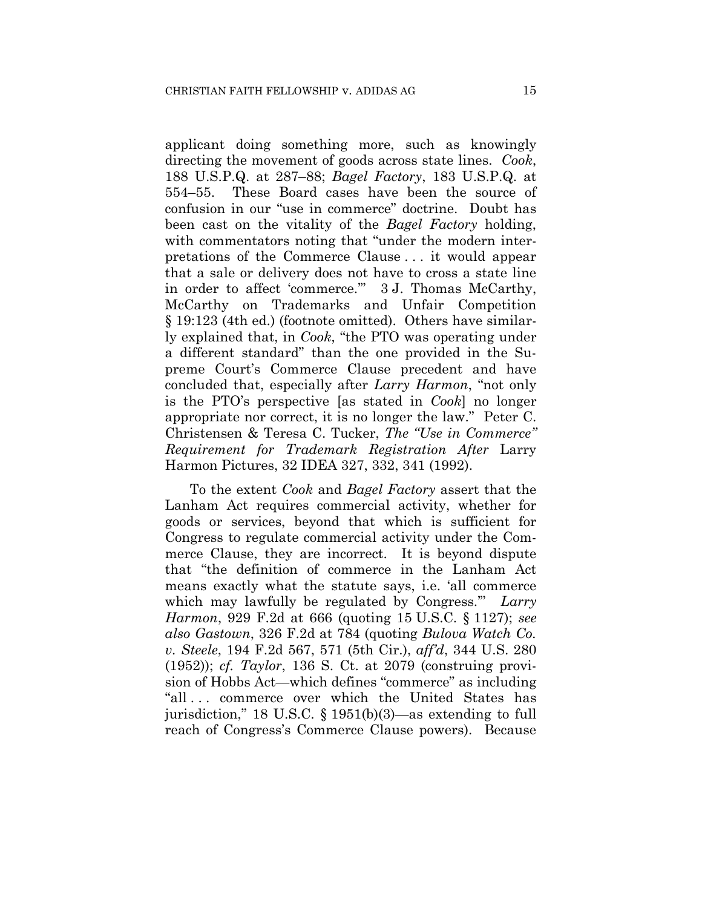applicant doing something more, such as knowingly directing the movement of goods across state lines. *Cook*, 188 U.S.P.Q. at 287–88; *Bagel Factory*, 183 U.S.P.Q. at 554–55. These Board cases have been the source of confusion in our "use in commerce" doctrine. Doubt has been cast on the vitality of the *Bagel Factory* holding, with commentators noting that "under the modern interpretations of the Commerce Clause . . . it would appear that a sale or delivery does not have to cross a state line in order to affect 'commerce.'" 3 J. Thomas McCarthy, McCarthy on Trademarks and Unfair Competition § 19:123 (4th ed.) (footnote omitted). Others have similarly explained that, in *Cook*, "the PTO was operating under a different standard" than the one provided in the Supreme Court's Commerce Clause precedent and have concluded that, especially after *Larry Harmon*, "not only is the PTO's perspective [as stated in *Cook*] no longer appropriate nor correct, it is no longer the law." Peter C. Christensen & Teresa C. Tucker, *The "Use in Commerce" Requirement for Trademark Registration After* Larry Harmon Pictures, 32 IDEA 327, 332, 341 (1992).

To the extent *Cook* and *Bagel Factory* assert that the Lanham Act requires commercial activity, whether for goods or services, beyond that which is sufficient for Congress to regulate commercial activity under the Commerce Clause, they are incorrect. It is beyond dispute that "the definition of commerce in the Lanham Act means exactly what the statute says, i.e. 'all commerce which may lawfully be regulated by Congress.'" *Larry Harmon*, 929 F.2d at 666 (quoting 15 U.S.C. § 1127); *see also Gastown*, 326 F.2d at 784 (quoting *Bulova Watch Co. v. Steele*, 194 F.2d 567, 571 (5th Cir.), *aff'd*, 344 U.S. 280 (1952)); *cf. Taylor*, 136 S. Ct. at 2079 (construing provision of Hobbs Act—which defines "commerce" as including "all . . . commerce over which the United States has jurisdiction," 18 U.S.C. § 1951(b)(3)—as extending to full reach of Congress's Commerce Clause powers). Because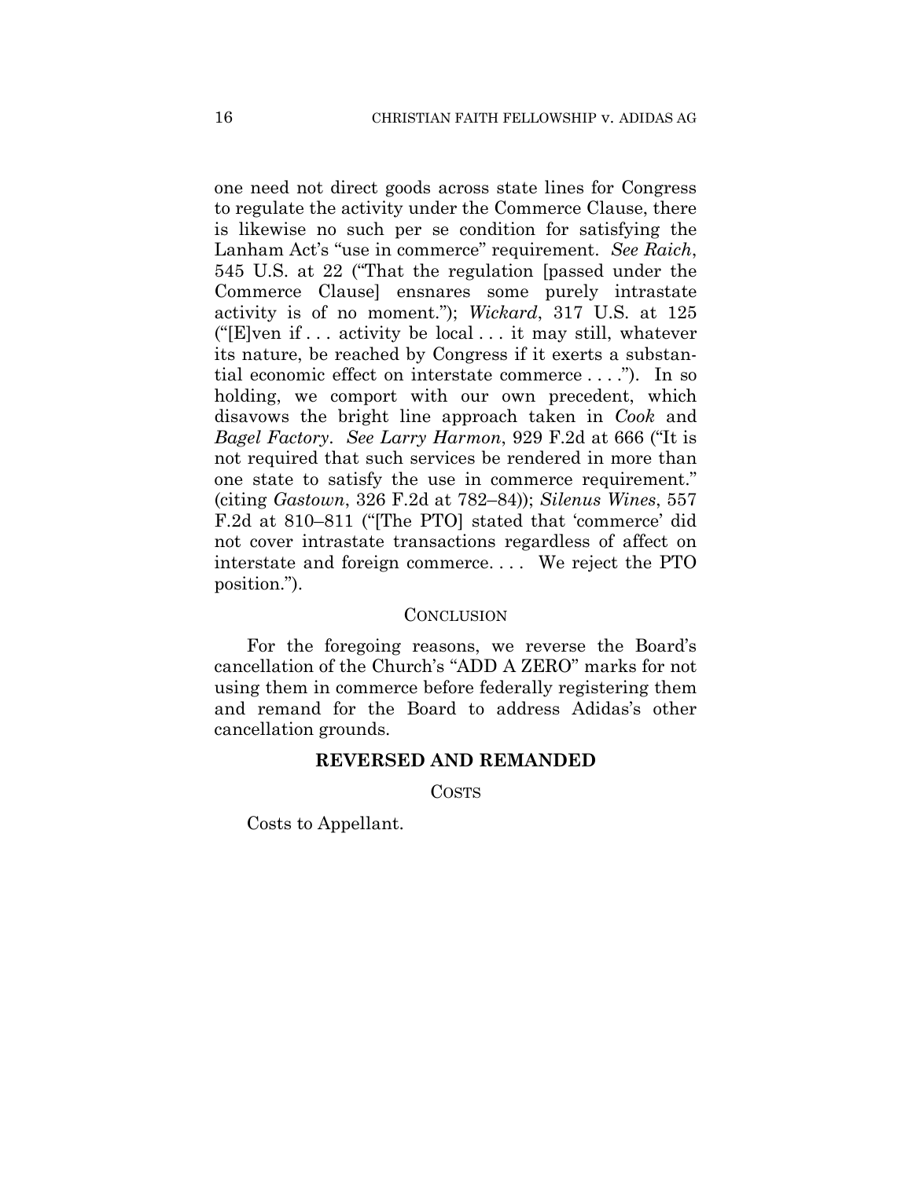one need not direct goods across state lines for Congress to regulate the activity under the Commerce Clause, there is likewise no such per se condition for satisfying the Lanham Act's "use in commerce" requirement. *See Raich*, 545 U.S. at 22 ("That the regulation [passed under the Commerce Clause] ensnares some purely intrastate activity is of no moment."); *Wickard*, 317 U.S. at 125 ("[E]ven if . . . activity be local . . . it may still, whatever its nature, be reached by Congress if it exerts a substantial economic effect on interstate commerce . . . ."). In so holding, we comport with our own precedent, which disavows the bright line approach taken in *Cook* and *Bagel Factory*. *See Larry Harmon*, 929 F.2d at 666 ("It is not required that such services be rendered in more than one state to satisfy the use in commerce requirement." (citing *Gastown*, 326 F.2d at 782–84)); *Silenus Wines*, 557 F.2d at 810–811 ("[The PTO] stated that 'commerce' did not cover intrastate transactions regardless of affect on interstate and foreign commerce. . . . We reject the PTO position.").

## CONCLUSION

For the foregoing reasons, we reverse the Board's cancellation of the Church's "ADD A ZERO" marks for not using them in commerce before federally registering them and remand for the Board to address Adidas's other cancellation grounds.

**REVERSED AND REMANDED**

COSTS

Costs to Appellant.